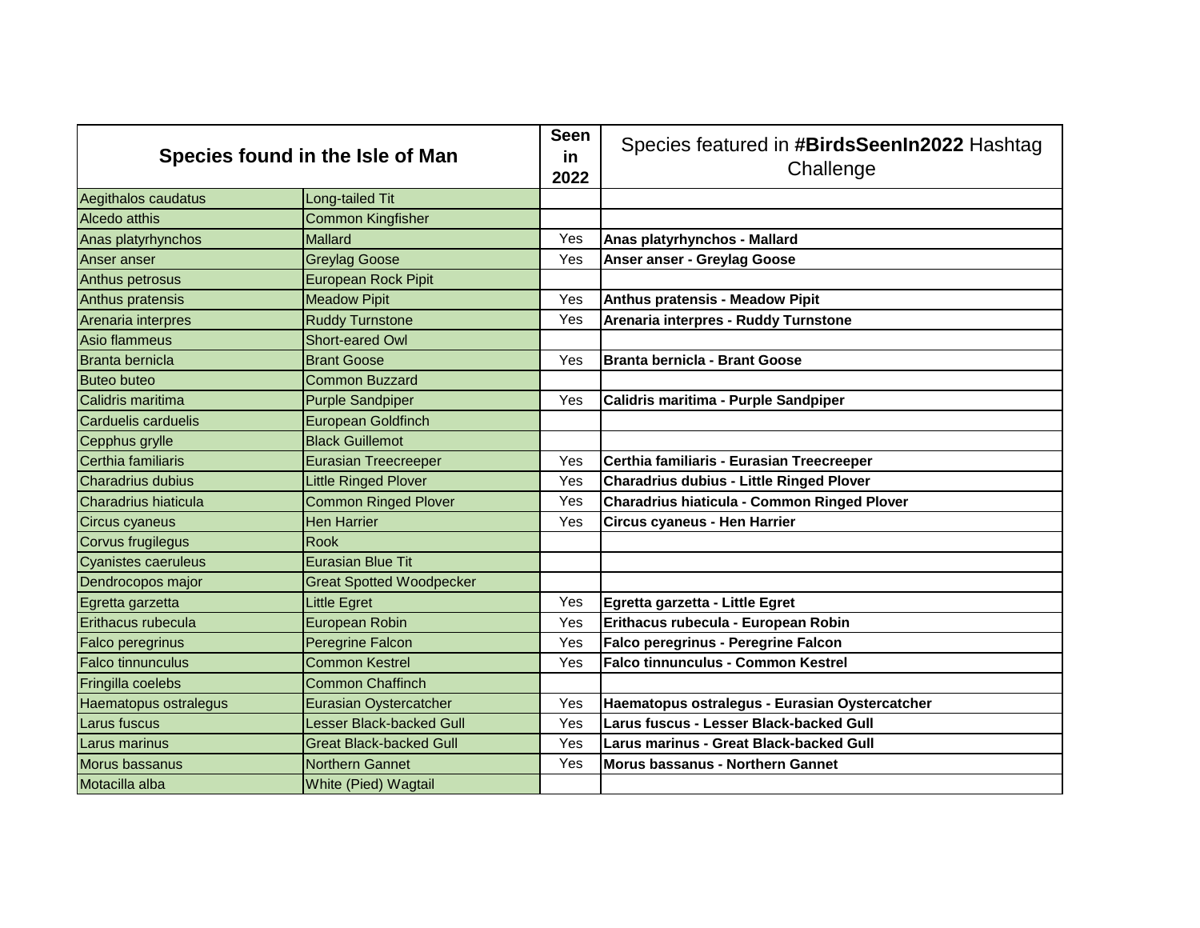| Species found in the Isle of Man | | Seen in 2022 | Species featured in **#BirdsSeenIn2022** Hashtag Challenge |
|---|---|---|---|
| Aegithalos caudatus | Long-tailed Tit | | |
| Alcedo atthis | Common Kingfisher | | |
| Anas platyrhynchos | Mallard | Yes | **Anas platyrhynchos - Mallard** |
| Anser anser | Greylag Goose | Yes | **Anser anser - Greylag Goose** |
| Anthus petrosus | European Rock Pipit | | |
| Anthus pratensis | Meadow Pipit | Yes | **Anthus pratensis - Meadow Pipit** |
| Arenaria interpres | Ruddy Turnstone | Yes | **Arenaria interpres - Ruddy Turnstone** |
| Asio flammeus | Short-eared Owl | | |
| Branta bernicla | Brant Goose | Yes | **Branta bernicla - Brant Goose** |
| Buteo buteo | Common Buzzard | | |
| Calidris maritima | Purple Sandpiper | Yes | **Calidris maritima - Purple Sandpiper** |
| Carduelis carduelis | European Goldfinch | | |
| Cepphus grylle | Black Guillemot | | |
| Certhia familiaris | Eurasian Treecreeper | Yes | **Certhia familiaris - Eurasian Treecreeper** |
| Charadrius dubius | Little Ringed Plover | Yes | **Charadrius dubius - Little Ringed Plover** |
| Charadrius hiaticula | Common Ringed Plover | Yes | **Charadrius hiaticula - Common Ringed Plover** |
| Circus cyaneus | Hen Harrier | Yes | **Circus cyaneus - Hen Harrier** |
| Corvus frugilegus | Rook | | |
| Cyanistes caeruleus | Eurasian Blue Tit | | |
| Dendrocopos major | Great Spotted Woodpecker | | |
| Egretta garzetta | Little Egret | Yes | **Egretta garzetta - Little Egret** |
| Erithacus rubecula | European Robin | Yes | **Erithacus rubecula - European Robin** |
| Falco peregrinus | Peregrine Falcon | Yes | **Falco peregrinus - Peregrine Falcon** |
| Falco tinnunculus | Common Kestrel | Yes | **Falco tinnunculus - Common Kestrel** |
| Fringilla coelebs | Common Chaffinch | | |
| Haematopus ostralegus | Eurasian Oystercatcher | Yes | **Haematopus ostralegus - Eurasian Oystercatcher** |
| Larus fuscus | Lesser Black-backed Gull | Yes | **Larus fuscus - Lesser Black-backed Gull** |
| Larus marinus | Great Black-backed Gull | Yes | **Larus marinus - Great Black-backed Gull** |
| Morus bassanus | Northern Gannet | Yes | **Morus bassanus - Northern Gannet** |
| Motacilla alba | White (Pied) Wagtail | | |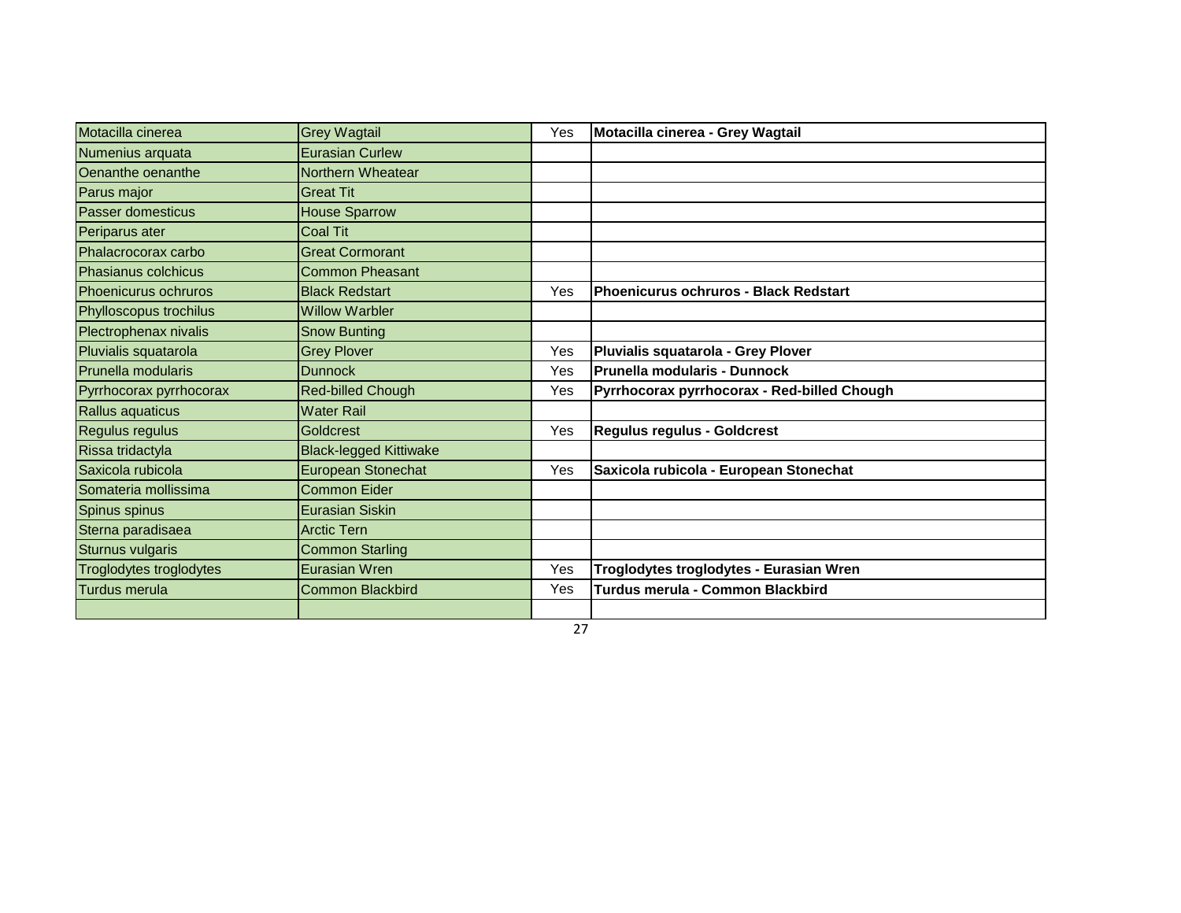| | | | |
|---|---|---|---|
| Motacilla cinerea | Grey Wagtail | Yes | **Motacilla cinerea - Grey Wagtail** |
| Numenius arquata | Eurasian Curlew | | |
| Oenanthe oenanthe | Northern Wheatear | | |
| Parus major | Great Tit | | |
| Passer domesticus | House Sparrow | | |
| Periparus ater | Coal Tit | | |
| Phalacrocorax carbo | Great Cormorant | | |
| Phasianus colchicus | Common Pheasant | | |
| Phoenicurus ochruros | Black Redstart | Yes | **Phoenicurus ochruros - Black Redstart** |
| Phylloscopus trochilus | Willow Warbler | | |
| Plectrophenax nivalis | Snow Bunting | | |
| Pluvialis squatarola | Grey Plover | Yes | **Pluvialis squatarola - Grey Plover** |
| Prunella modularis | Dunnock | Yes | **Prunella modularis - Dunnock** |
| Pyrrhocorax pyrrhocorax | Red-billed Chough | Yes | **Pyrrhocorax pyrrhocorax - Red-billed Chough** |
| Rallus aquaticus | Water Rail | | |
| Regulus regulus | Goldcrest | Yes | **Regulus regulus - Goldcrest** |
| Rissa tridactyla | Black-legged Kittiwake | | |
| Saxicola rubicola | European Stonechat | Yes | **Saxicola rubicola - European Stonechat** |
| Somateria mollissima | Common Eider | | |
| Spinus spinus | Eurasian Siskin | | |
| Sterna paradisaea | Arctic Tern | | |
| Sturnus vulgaris | Common Starling | | |
| Troglodytes troglodytes | Eurasian Wren | Yes | **Troglodytes troglodytes - Eurasian Wren** |
| Turdus merula | Common Blackbird | Yes | **Turdus merula - Common Blackbird** |
| | | | |